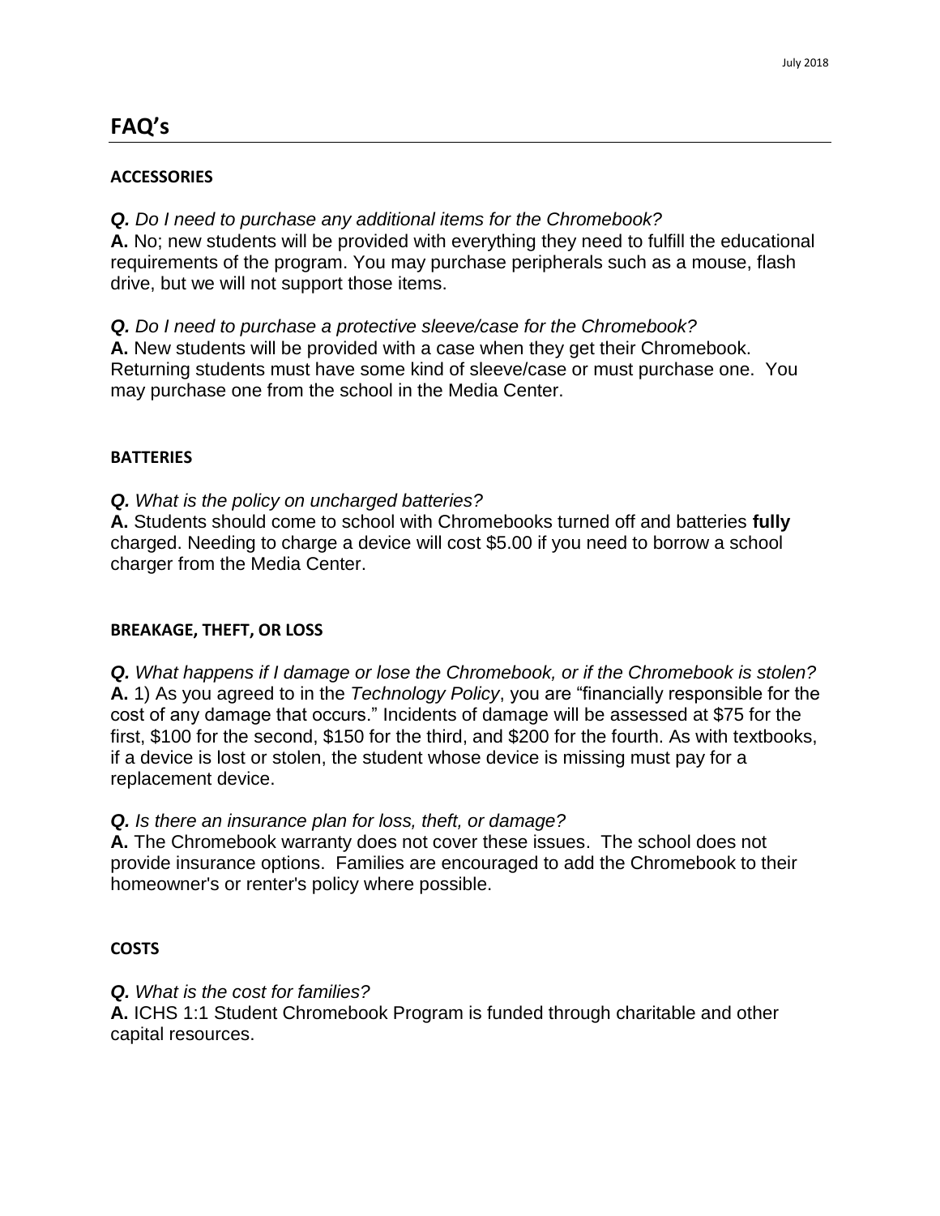## FAQ's

**ACCESSORIES**

***Q.*** *Do I need to purchase any additional items for the Chromebook?*
**A.** No; new students will be provided with everything they need to fulfill the educational requirements of the program. You may purchase peripherals such as a mouse, flash drive, but we will not support those items.

***Q.*** *Do I need to purchase a protective sleeve/case for the Chromebook?*
**A.** New students will be provided with a case when they get their Chromebook. Returning students must have some kind of sleeve/case or must purchase one. You may purchase one from the school in the Media Center.

**BATTERIES**

***Q.*** *What is the policy on uncharged batteries?*
**A.** Students should come to school with Chromebooks turned off and batteries **fully** charged. Needing to charge a device will cost $5.00 if you need to borrow a school charger from the Media Center.

**BREAKAGE, THEFT, OR LOSS**

***Q.*** *What happens if I damage or lose the Chromebook, or if the Chromebook is stolen?*
**A.** 1) As you agreed to in the *Technology Policy*, you are "financially responsible for the cost of any damage that occurs." Incidents of damage will be assessed at $75 for the first, $100 for the second, $150 for the third, and $200 for the fourth. As with textbooks, if a device is lost or stolen, the student whose device is missing must pay for a replacement device.

***Q.*** *Is there an insurance plan for loss, theft, or damage?*
**A.** The Chromebook warranty does not cover these issues. The school does not provide insurance options. Families are encouraged to add the Chromebook to their homeowner's or renter's policy where possible.

**COSTS**

***Q.*** *What is the cost for families?*
**A.** ICHS 1:1 Student Chromebook Program is funded through charitable and other capital resources.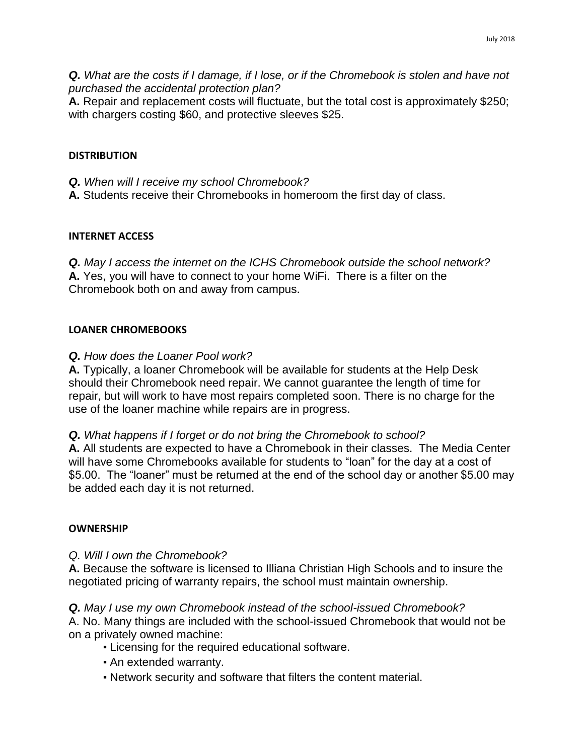***Q.*** *What are the costs if I damage, if I lose, or if the Chromebook is stolen and have not purchased the accidental protection plan?*
**A.** Repair and replacement costs will fluctuate, but the total cost is approximately $250; with chargers costing $60, and protective sleeves $25.

## DISTRIBUTION

***Q.*** *When will I receive my school Chromebook?*
**A.** Students receive their Chromebooks in homeroom the first day of class.

## INTERNET ACCESS

***Q.*** *May I access the internet on the ICHS Chromebook outside the school network?*
**A.** Yes, you will have to connect to your home WiFi. There is a filter on the Chromebook both on and away from campus.

## LOANER CHROMEBOOKS

***Q.*** *How does the Loaner Pool work?*
**A.** Typically, a loaner Chromebook will be available for students at the Help Desk should their Chromebook need repair. We cannot guarantee the length of time for repair, but will work to have most repairs completed soon. There is no charge for the use of the loaner machine while repairs are in progress.

***Q.*** *What happens if I forget or do not bring the Chromebook to school?*
**A.** All students are expected to have a Chromebook in their classes. The Media Center will have some Chromebooks available for students to "loan" for the day at a cost of $5.00. The "loaner" must be returned at the end of the school day or another $5.00 may be added each day it is not returned.

## OWNERSHIP

*Q. Will I own the Chromebook?*
**A.** Because the software is licensed to Illiana Christian High Schools and to insure the negotiated pricing of warranty repairs, the school must maintain ownership.

***Q.*** *May I use my own Chromebook instead of the school-issued Chromebook?*
A. No. Many things are included with the school-issued Chromebook that would not be on a privately owned machine:

- Licensing for the required educational software.
- An extended warranty.
- Network security and software that filters the content material.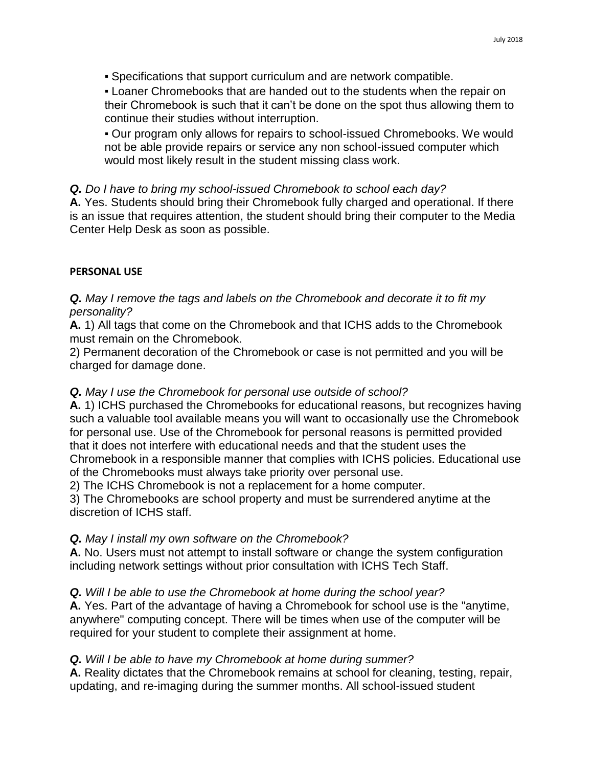- Specifications that support curriculum and are network compatible.
- Loaner Chromebooks that are handed out to the students when the repair on their Chromebook is such that it can't be done on the spot thus allowing them to continue their studies without interruption.
- Our program only allows for repairs to school-issued Chromebooks. We would not be able provide repairs or service any non school-issued computer which would most likely result in the student missing class work.

***Q.*** *Do I have to bring my school-issued Chromebook to school each day?*
**A.** Yes. Students should bring their Chromebook fully charged and operational. If there is an issue that requires attention, the student should bring their computer to the Media Center Help Desk as soon as possible.

**PERSONAL USE**

***Q.*** *May I remove the tags and labels on the Chromebook and decorate it to fit my personality?*
**A.** 1) All tags that come on the Chromebook and that ICHS adds to the Chromebook must remain on the Chromebook.
2) Permanent decoration of the Chromebook or case is not permitted and you will be charged for damage done.

***Q.*** *May I use the Chromebook for personal use outside of school?*
**A.** 1) ICHS purchased the Chromebooks for educational reasons, but recognizes having such a valuable tool available means you will want to occasionally use the Chromebook for personal use. Use of the Chromebook for personal reasons is permitted provided that it does not interfere with educational needs and that the student uses the Chromebook in a responsible manner that complies with ICHS policies. Educational use of the Chromebooks must always take priority over personal use.
2) The ICHS Chromebook is not a replacement for a home computer.
3) The Chromebooks are school property and must be surrendered anytime at the discretion of ICHS staff.

***Q.*** *May I install my own software on the Chromebook?*
**A.** No. Users must not attempt to install software or change the system configuration including network settings without prior consultation with ICHS Tech Staff.

***Q.*** *Will I be able to use the Chromebook at home during the school year?*
**A.** Yes. Part of the advantage of having a Chromebook for school use is the "anytime, anywhere" computing concept. There will be times when use of the computer will be required for your student to complete their assignment at home.

***Q.*** *Will I be able to have my Chromebook at home during summer?*
**A.** Reality dictates that the Chromebook remains at school for cleaning, testing, repair, updating, and re-imaging during the summer months. All school-issued student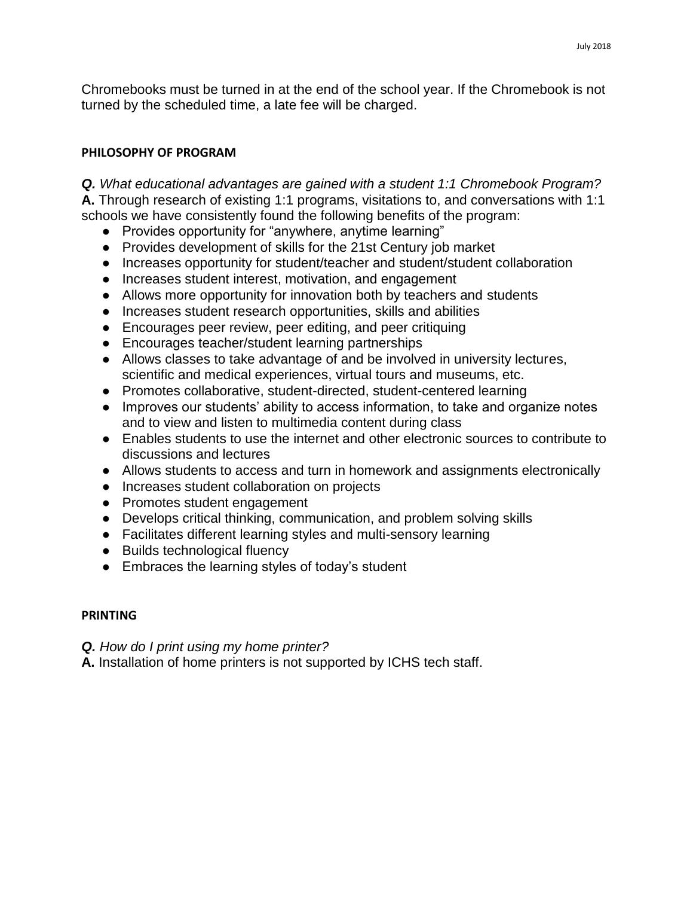Chromebooks must be turned in at the end of the school year. If the Chromebook is not turned by the scheduled time, a late fee will be charged.

**PHILOSOPHY OF PROGRAM**

***Q.*** *What educational advantages are gained with a student 1:1 Chromebook Program?*
**A.** Through research of existing 1:1 programs, visitations to, and conversations with 1:1 schools we have consistently found the following benefits of the program:

- Provides opportunity for "anywhere, anytime learning"
- Provides development of skills for the 21st Century job market
- Increases opportunity for student/teacher and student/student collaboration
- Increases student interest, motivation, and engagement
- Allows more opportunity for innovation both by teachers and students
- Increases student research opportunities, skills and abilities
- Encourages peer review, peer editing, and peer critiquing
- Encourages teacher/student learning partnerships
- Allows classes to take advantage of and be involved in university lectures, scientific and medical experiences, virtual tours and museums, etc.
- Promotes collaborative, student-directed, student-centered learning
- Improves our students' ability to access information, to take and organize notes and to view and listen to multimedia content during class
- Enables students to use the internet and other electronic sources to contribute to discussions and lectures
- Allows students to access and turn in homework and assignments electronically
- Increases student collaboration on projects
- Promotes student engagement
- Develops critical thinking, communication, and problem solving skills
- Facilitates different learning styles and multi-sensory learning
- Builds technological fluency
- Embraces the learning styles of today's student

**PRINTING**

***Q.*** *How do I print using my home printer?*
**A.** Installation of home printers is not supported by ICHS tech staff.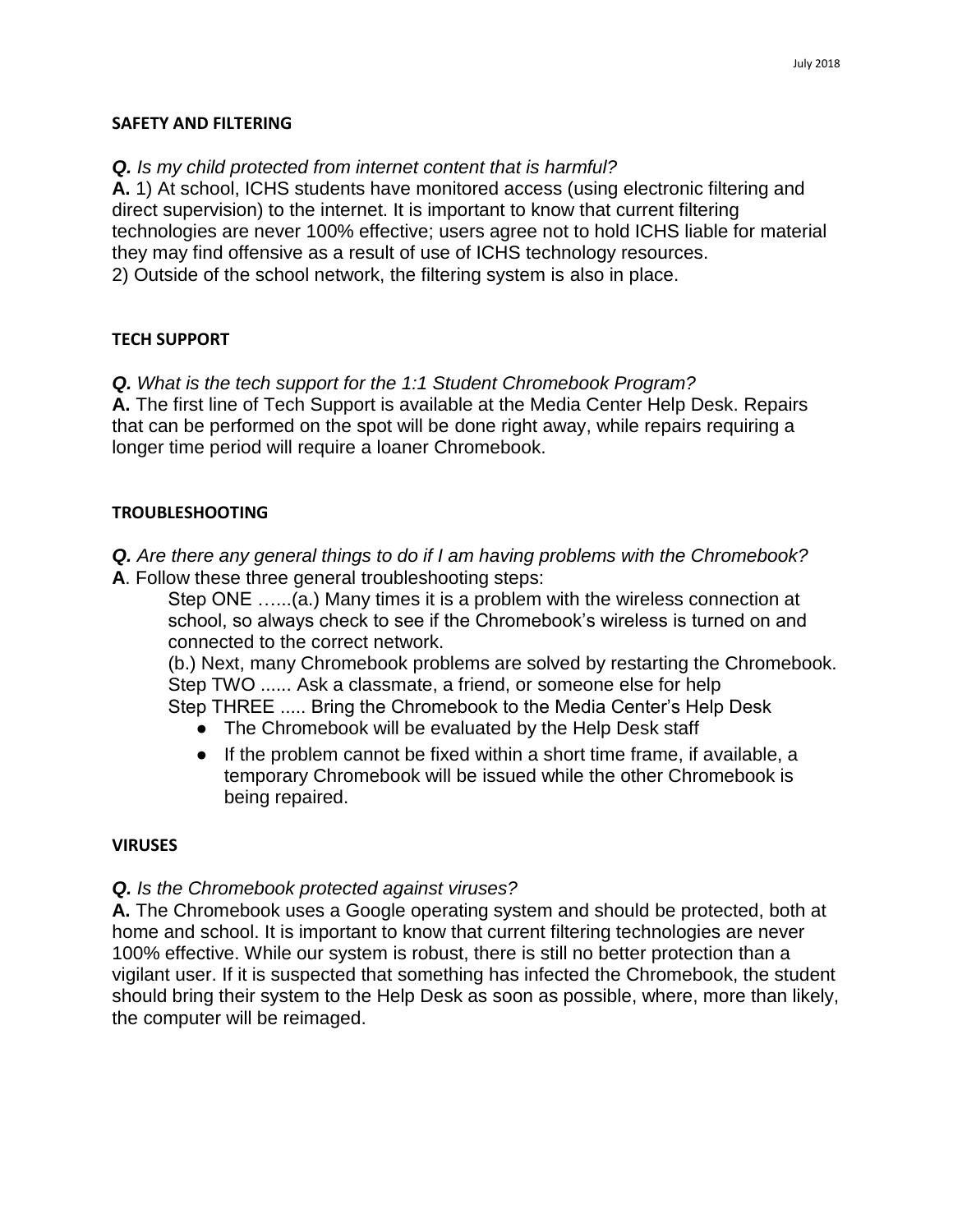**SAFETY AND FILTERING**

***Q.*** *Is my child protected from internet content that is harmful?*
**A.** 1) At school, ICHS students have monitored access (using electronic filtering and direct supervision) to the internet. It is important to know that current filtering technologies are never 100% effective; users agree not to hold ICHS liable for material they may find offensive as a result of use of ICHS technology resources.
2) Outside of the school network, the filtering system is also in place.

**TECH SUPPORT**

***Q.*** *What is the tech support for the 1:1 Student Chromebook Program?*
**A.** The first line of Tech Support is available at the Media Center Help Desk. Repairs that can be performed on the spot will be done right away, while repairs requiring a longer time period will require a loaner Chromebook.

**TROUBLESHOOTING**

***Q.*** *Are there any general things to do if I am having problems with the Chromebook?*
**A**. Follow these three general troubleshooting steps:

Step ONE …...(a.) Many times it is a problem with the wireless connection at school, so always check to see if the Chromebook's wireless is turned on and connected to the correct network.
(b.) Next, many Chromebook problems are solved by restarting the Chromebook.
Step TWO ...... Ask a classmate, a friend, or someone else for help
Step THREE ..... Bring the Chromebook to the Media Center's Help Desk

- The Chromebook will be evaluated by the Help Desk staff
- If the problem cannot be fixed within a short time frame, if available, a temporary Chromebook will be issued while the other Chromebook is being repaired.

**VIRUSES**

***Q.*** *Is the Chromebook protected against viruses?*
**A.** The Chromebook uses a Google operating system and should be protected, both at home and school. It is important to know that current filtering technologies are never 100% effective. While our system is robust, there is still no better protection than a vigilant user. If it is suspected that something has infected the Chromebook, the student should bring their system to the Help Desk as soon as possible, where, more than likely, the computer will be reimaged.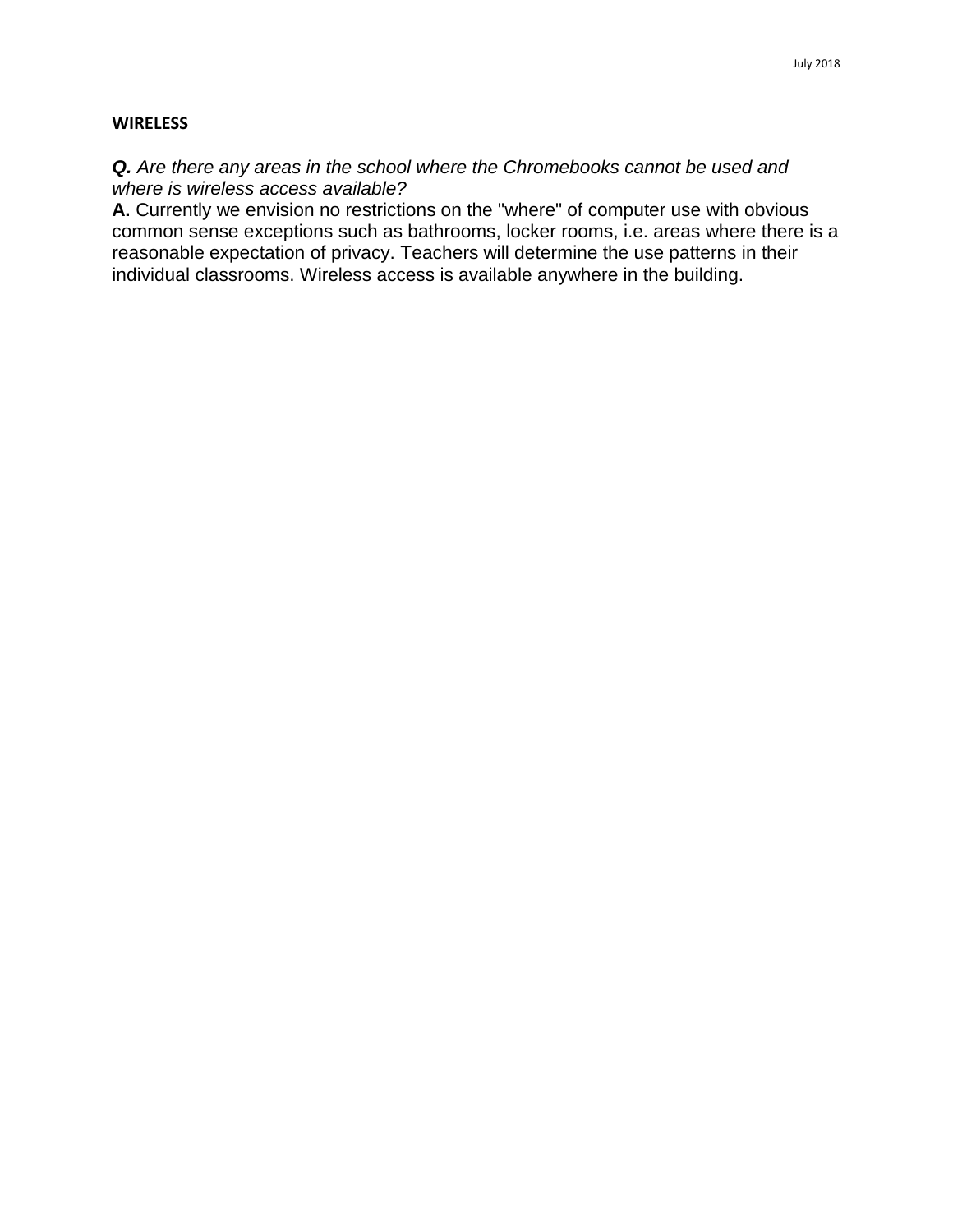## WIRELESS

***Q.*** *Are there any areas in the school where the Chromebooks cannot be used and where is wireless access available?*

**A.** Currently we envision no restrictions on the "where" of computer use with obvious common sense exceptions such as bathrooms, locker rooms, i.e. areas where there is a reasonable expectation of privacy. Teachers will determine the use patterns in their individual classrooms. Wireless access is available anywhere in the building.